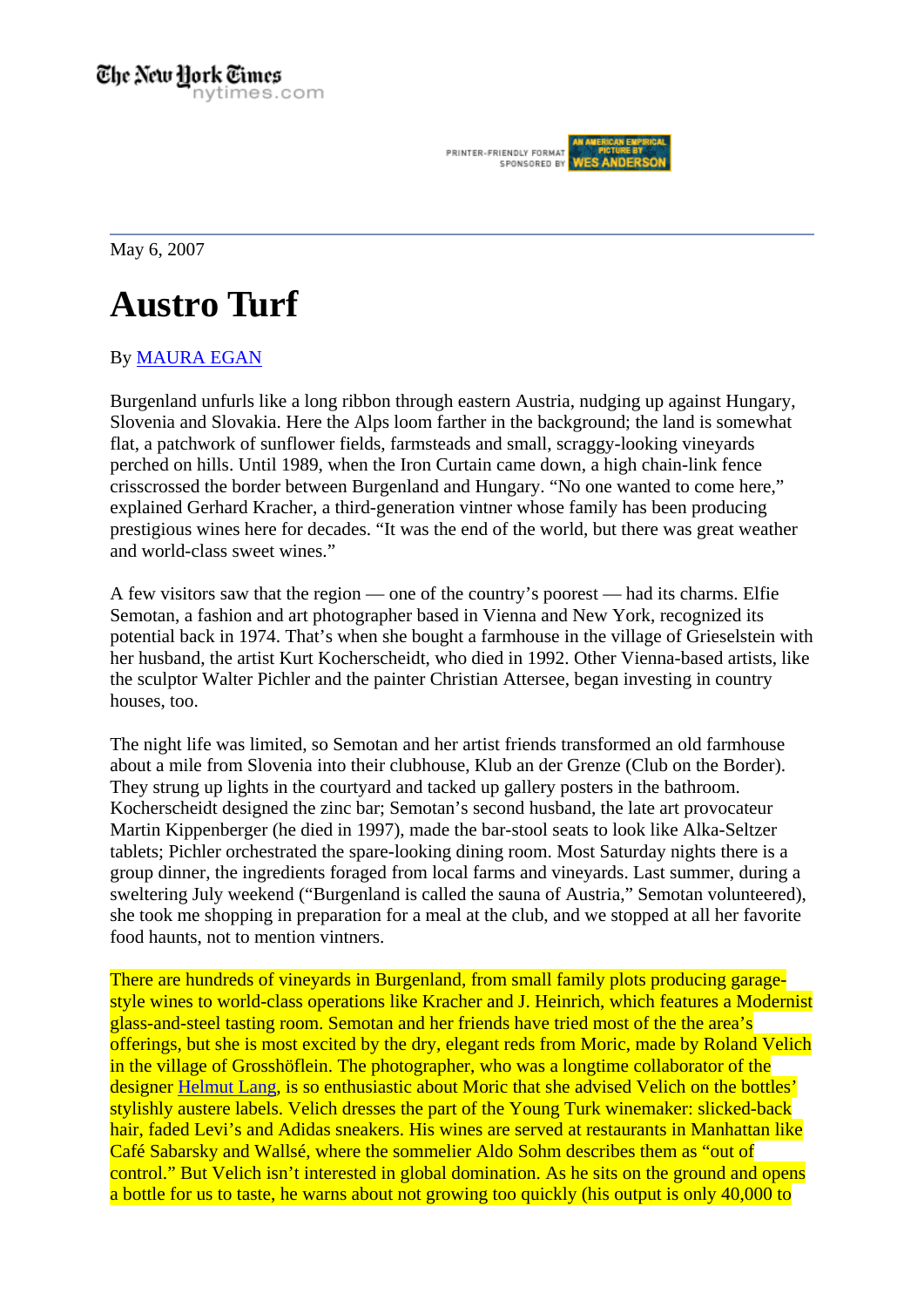May 6, 2007

# Austro Turf

By MAURA EGAN

Burgenland unfurls like a long ribbon through eastern Austria, nudging up against Hungary, Slovenia and Slovakia. Here the Alps loom farther in the background; the land is somewhat flat, a patchwork of sunflower fields, farmsteads and small, scraggy-looking vineyards perched on hills. Until 1989, when the Iron Curtain came down, a high chain-link fence crisscrossed the border between Burgenland and Hungary. “No one wanted to come here,” explained Gerhard Kracher, a third-generation vintner whose family has been producing prestigious wines here for decades. “It was the end of the world, but there was great weather and world-class sweet wines.”

A few visitors saw that the region — one of the country’s poorest — had its charms. Elfie Semotan, a fashion and art photographer based in Vienna and New York, recognized its potential back in 1974. That’s when she bought a farmhouse in the village of Grieselstein with her husband, the artist Kurt Kocherscheidt, who died in 1992. Other Vienna-based artists, like the sculptor Walter Pichler and the painter Christian Attersee, began investing in country houses, too.

The night life was limited, so Semotan and her artist friends transformed an old farmhouse about a mile from Slovenia into their clubhouse, Klub an der Grenze (Club on the Border). They strung up lights in the courtyard and tacked up gallery posters in the bathroom. Kocherscheidt designed the zinc bar; Semotan’s second husband, the late art provocateur Martin Kippenberger (he died in 1997), made the bar-stool seats to look like Alka-Seltzer tablets; Pichler orchestrated the spare-looking dining room. Most Saturday nights there is a group dinner, the ingredients foraged from local farms and vineyards. Last summer, during a sweltering July weekend (“Burgenland is called the sauna of Austria,” Semotan volunteered), she took me shopping in preparation for a meal at the club, and we stopped at all her favorite food haunts, not to mention vintners.

There are hundreds of vineyards in Burgenland, from small family plots producing garage-style wines to world-class operations like Kracher and J. Heinrich, which features a Modernist glass-and-steel tasting room. Semotan and her friends have tried most of the the area’s offerings, but she is most excited by the dry, elegant reds from Moric, made by Roland Velich in the village of Grosshöflein. The photographer, who was a longtime collaborator of the designer Helmut Lang, is so enthusiastic about Moric that she advised Velich on the bottles’ stylishly austere labels. Velich dresses the part of the Young Turk winemaker: slicked-back hair, faded Levi’s and Adidas sneakers. His wines are served at restaurants in Manhattan like Café Sabarsky and Wallsé, where the sommelier Aldo Sohm describes them as “out of control.” But Velich isn’t interested in global domination. As he sits on the ground and opens a bottle for us to taste, he warns about not growing too quickly (his output is only 40,000 to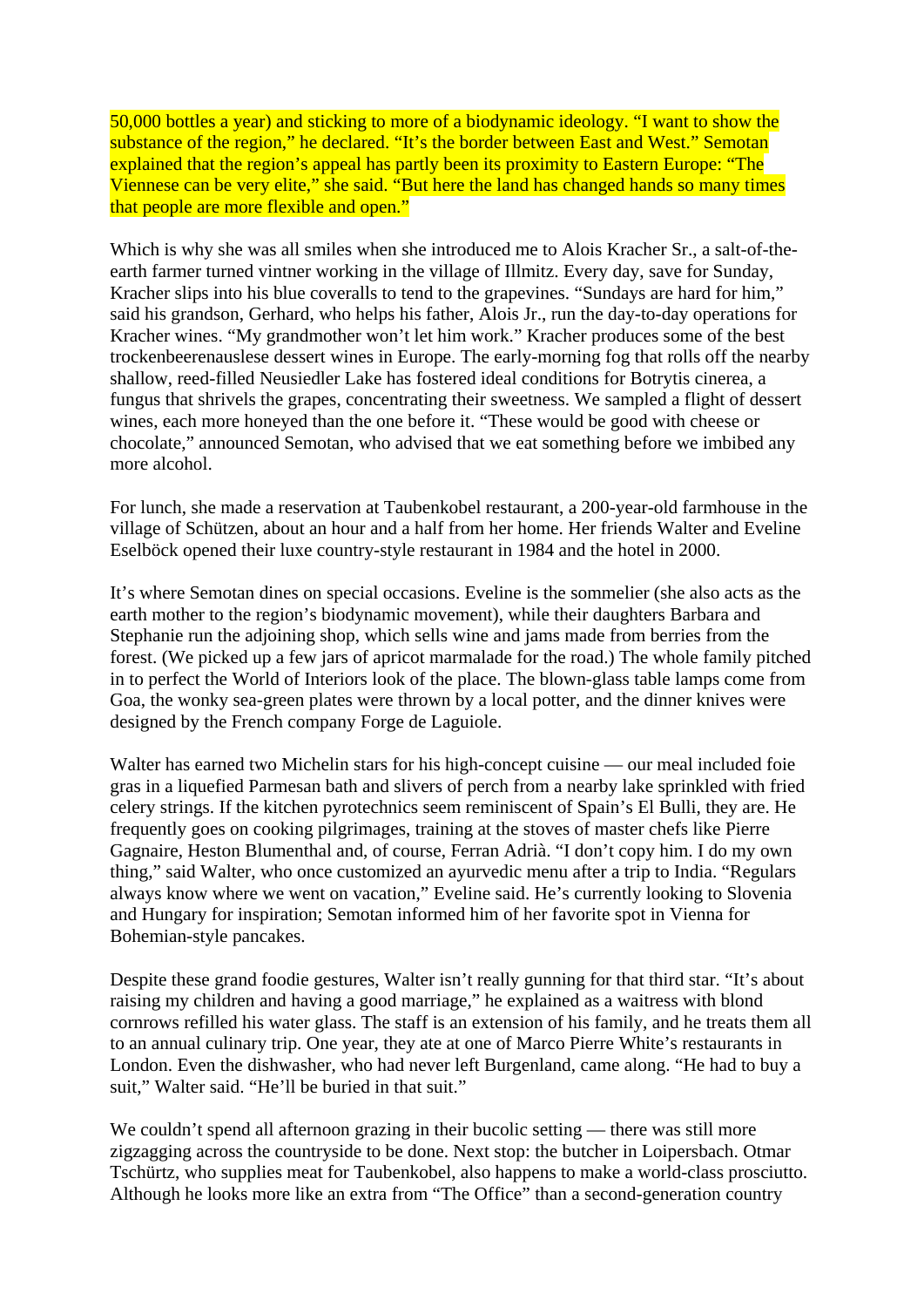50,000 bottles a year) and sticking to more of a biodynamic ideology. “I want to show the substance of the region,” he declared. “It’s the border between East and West.” Semotan explained that the region’s appeal has partly been its proximity to Eastern Europe: “The Viennese can be very elite,” she said. “But here the land has changed hands so many times that people are more flexible and open.”

Which is why she was all smiles when she introduced me to Alois Kracher Sr., a salt-of-the-earth farmer turned vintner working in the village of Illmitz. Every day, save for Sunday, Kracher slips into his blue coveralls to tend to the grapevines. “Sundays are hard for him,” said his grandson, Gerhard, who helps his father, Alois Jr., run the day-to-day operations for Kracher wines. “My grandmother won’t let him work.” Kracher produces some of the best trockenbeerenauslese dessert wines in Europe. The early-morning fog that rolls off the nearby shallow, reed-filled Neusiedler Lake has fostered ideal conditions for Botrytis cinerea, a fungus that shrivels the grapes, concentrating their sweetness. We sampled a flight of dessert wines, each more honeyed than the one before it. “These would be good with cheese or chocolate,” announced Semotan, who advised that we eat something before we imbibed any more alcohol.

For lunch, she made a reservation at Taubenkobel restaurant, a 200-year-old farmhouse in the village of Schützen, about an hour and a half from her home. Her friends Walter and Eveline Eselböck opened their luxe country-style restaurant in 1984 and the hotel in 2000.

It’s where Semotan dines on special occasions. Eveline is the sommelier (she also acts as the earth mother to the region’s biodynamic movement), while their daughters Barbara and Stephanie run the adjoining shop, which sells wine and jams made from berries from the forest. (We picked up a few jars of apricot marmalade for the road.) The whole family pitched in to perfect the World of Interiors look of the place. The blown-glass table lamps come from Goa, the wonky sea-green plates were thrown by a local potter, and the dinner knives were designed by the French company Forge de Laguiole.

Walter has earned two Michelin stars for his high-concept cuisine — our meal included foie gras in a liquefied Parmesan bath and slivers of perch from a nearby lake sprinkled with fried celery strings. If the kitchen pyrotechnics seem reminiscent of Spain’s El Bulli, they are. He frequently goes on cooking pilgrimages, training at the stoves of master chefs like Pierre Gagnaire, Heston Blumenthal and, of course, Ferran Adrià. “I don’t copy him. I do my own thing,” said Walter, who once customized an ayurvedic menu after a trip to India. “Regulars always know where we went on vacation,” Eveline said. He’s currently looking to Slovenia and Hungary for inspiration; Semotan informed him of her favorite spot in Vienna for Bohemian-style pancakes.

Despite these grand foodie gestures, Walter isn’t really gunning for that third star. “It’s about raising my children and having a good marriage,” he explained as a waitress with blond cornrows refilled his water glass. The staff is an extension of his family, and he treats them all to an annual culinary trip. One year, they ate at one of Marco Pierre White’s restaurants in London. Even the dishwasher, who had never left Burgenland, came along. “He had to buy a suit,” Walter said. “He’ll be buried in that suit.”

We couldn’t spend all afternoon grazing in their bucolic setting — there was still more zigzagging across the countryside to be done. Next stop: the butcher in Loipersbach. Otmar Tschürtz, who supplies meat for Taubenkobel, also happens to make a world-class prosciutto. Although he looks more like an extra from “The Office” than a second-generation country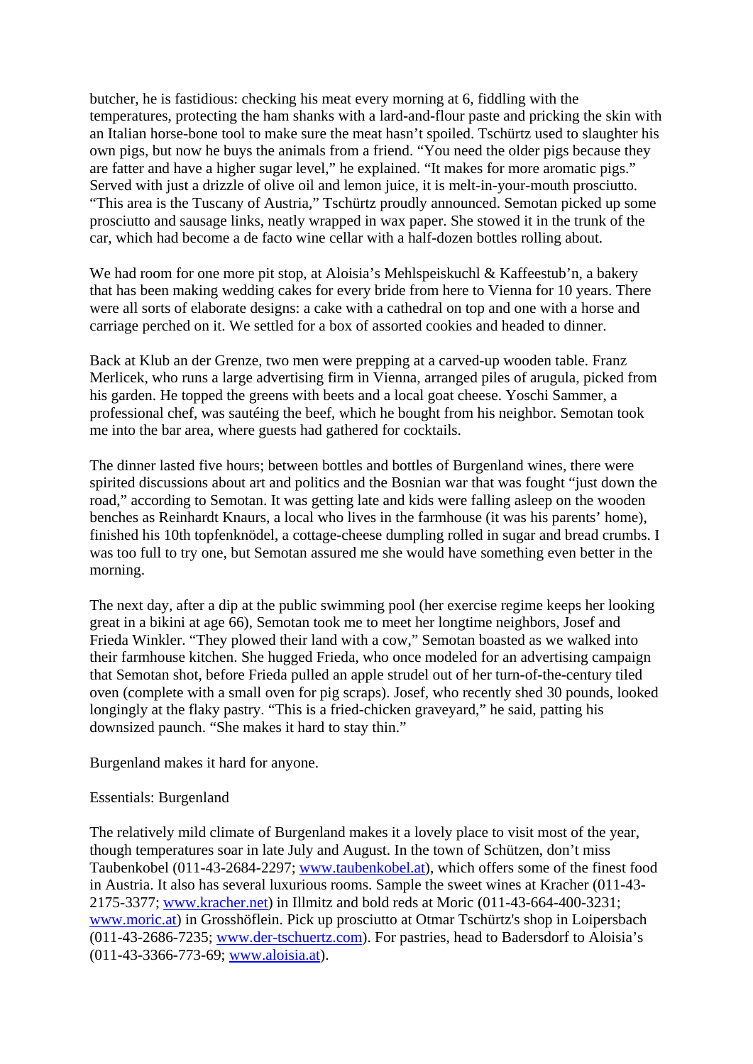butcher, he is fastidious: checking his meat every morning at 6, fiddling with the temperatures, protecting the ham shanks with a lard-and-flour paste and pricking the skin with an Italian horse-bone tool to make sure the meat hasn't spoiled. Tschürtz used to slaughter his own pigs, but now he buys the animals from a friend. "You need the older pigs because they are fatter and have a higher sugar level," he explained. "It makes for more aromatic pigs." Served with just a drizzle of olive oil and lemon juice, it is melt-in-your-mouth prosciutto. "This area is the Tuscany of Austria," Tschürtz proudly announced. Semotan picked up some prosciutto and sausage links, neatly wrapped in wax paper. She stowed it in the trunk of the car, which had become a de facto wine cellar with a half-dozen bottles rolling about.

We had room for one more pit stop, at Aloisia's Mehlspeiskuchl & Kaffeestub'n, a bakery that has been making wedding cakes for every bride from here to Vienna for 10 years. There were all sorts of elaborate designs: a cake with a cathedral on top and one with a horse and carriage perched on it. We settled for a box of assorted cookies and headed to dinner.

Back at Klub an der Grenze, two men were prepping at a carved-up wooden table. Franz Merlicek, who runs a large advertising firm in Vienna, arranged piles of arugula, picked from his garden. He topped the greens with beets and a local goat cheese. Yoschi Sammer, a professional chef, was sautéing the beef, which he bought from his neighbor. Semotan took me into the bar area, where guests had gathered for cocktails.

The dinner lasted five hours; between bottles and bottles of Burgenland wines, there were spirited discussions about art and politics and the Bosnian war that was fought "just down the road," according to Semotan. It was getting late and kids were falling asleep on the wooden benches as Reinhardt Knaurs, a local who lives in the farmhouse (it was his parents' home), finished his 10th topfenknödel, a cottage-cheese dumpling rolled in sugar and bread crumbs. I was too full to try one, but Semotan assured me she would have something even better in the morning.

The next day, after a dip at the public swimming pool (her exercise regime keeps her looking great in a bikini at age 66), Semotan took me to meet her longtime neighbors, Josef and Frieda Winkler. "They plowed their land with a cow," Semotan boasted as we walked into their farmhouse kitchen. She hugged Frieda, who once modeled for an advertising campaign that Semotan shot, before Frieda pulled an apple strudel out of her turn-of-the-century tiled oven (complete with a small oven for pig scraps). Josef, who recently shed 30 pounds, looked longingly at the flaky pastry. "This is a fried-chicken graveyard," he said, patting his downsized paunch. "She makes it hard to stay thin."

Burgenland makes it hard for anyone.

Essentials: Burgenland

The relatively mild climate of Burgenland makes it a lovely place to visit most of the year, though temperatures soar in late July and August. In the town of Schützen, don't miss Taubenkobel (011-43-2684-2297; www.taubenkobel.at), which offers some of the finest food in Austria. It also has several luxurious rooms. Sample the sweet wines at Kracher (011-43-2175-3377; www.kracher.net) in Illmitz and bold reds at Moric (011-43-664-400-3231; www.moric.at) in Grosshöflein. Pick up prosciutto at Otmar Tschürtz's shop in Loipersbach (011-43-2686-7235; www.der-tschuertz.com). For pastries, head to Badersdorf to Aloisia's (011-43-3366-773-69; www.aloisia.at).